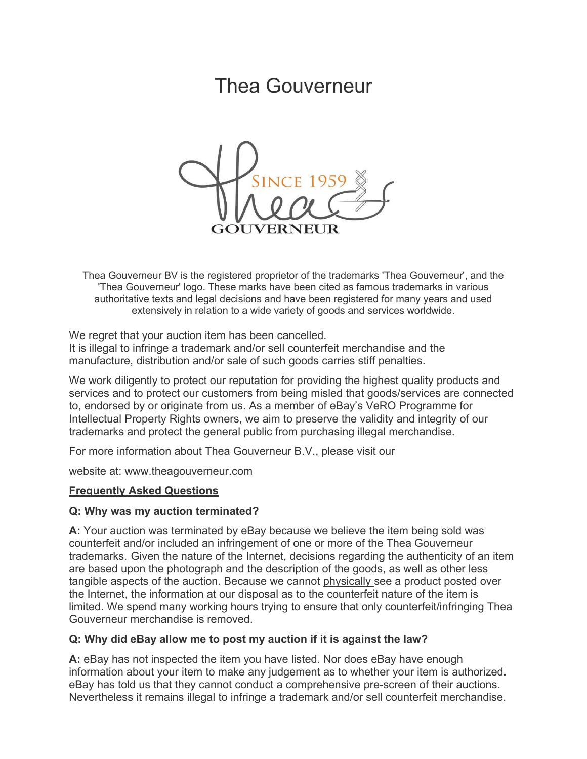# Thea Gouverneur

Thea Gouverneur BV is the registered proprietor of the trademarks 'Thea Gouverneur', and the 'Thea Gouverneur' logo. These marks have been cited as famous trademarks in various authoritative texts and legal decisions and have been registered for many years and used extensively in relation to a wide variety of goods and services worldwide.

We regret that your auction item has been cancelled.
It is illegal to infringe a trademark and/or sell counterfeit merchandise and the manufacture, distribution and/or sale of such goods carries stiff penalties.

We work diligently to protect our reputation for providing the highest quality products and services and to protect our customers from being misled that goods/services are connected to, endorsed by or originate from us. As a member of eBay's VeRO Programme for Intellectual Property Rights owners, we aim to preserve the validity and integrity of our trademarks and protect the general public from purchasing illegal merchandise.

For more information about Thea Gouverneur B.V., please visit our

website at: www.theagouverneur.com

**Frequently Asked Questions**

**Q: Why was my auction terminated?**

**A:** Your auction was terminated by eBay because we believe the item being sold was counterfeit and/or included an infringement of one or more of the Thea Gouverneur trademarks. Given the nature of the Internet, decisions regarding the authenticity of an item are based upon the photograph and the description of the goods, as well as other less tangible aspects of the auction. Because we cannot physically see a product posted over the Internet, the information at our disposal as to the counterfeit nature of the item is limited. We spend many working hours trying to ensure that only counterfeit/infringing Thea Gouverneur merchandise is removed.

**Q: Why did eBay allow me to post my auction if it is against the law?**

**A:** eBay has not inspected the item you have listed. Nor does eBay have enough information about your item to make any judgement as to whether your item is authorized**.** eBay has told us that they cannot conduct a comprehensive pre-screen of their auctions. Nevertheless it remains illegal to infringe a trademark and/or sell counterfeit merchandise.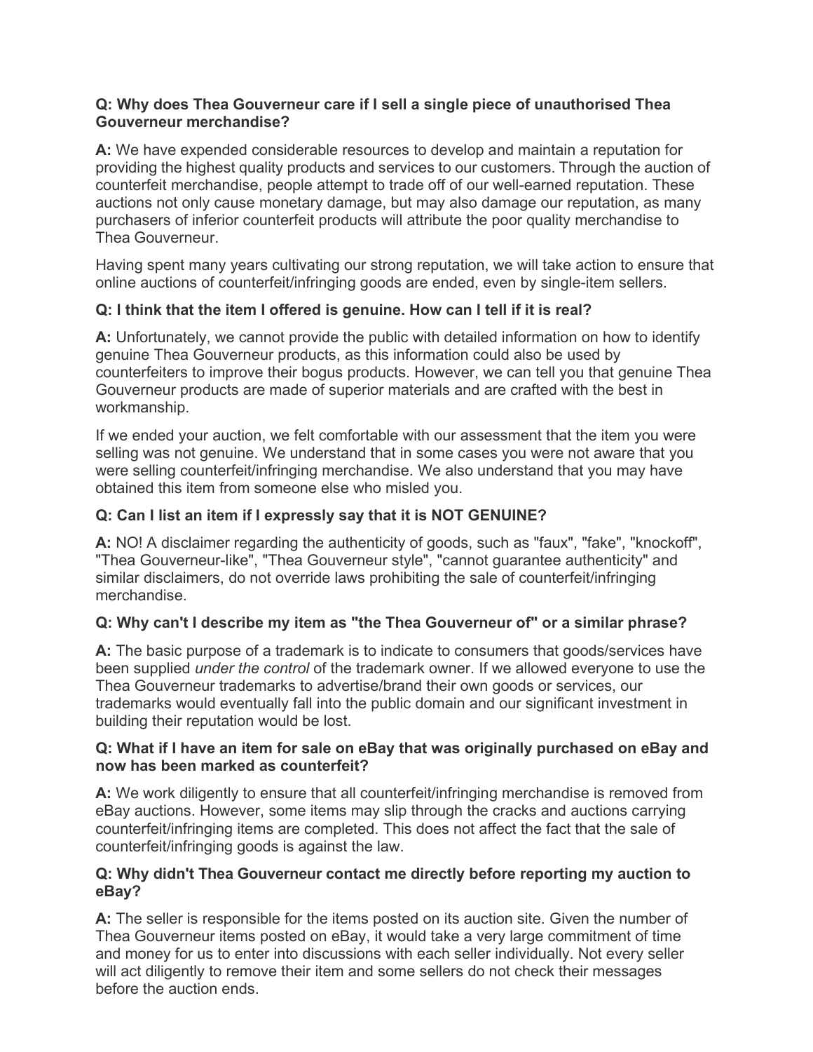**Q: Why does Thea Gouverneur care if I sell a single piece of unauthorised Thea Gouverneur merchandise?**

**A:** We have expended considerable resources to develop and maintain a reputation for providing the highest quality products and services to our customers. Through the auction of counterfeit merchandise, people attempt to trade off of our well-earned reputation. These auctions not only cause monetary damage, but may also damage our reputation, as many purchasers of inferior counterfeit products will attribute the poor quality merchandise to Thea Gouverneur.

Having spent many years cultivating our strong reputation, we will take action to ensure that online auctions of counterfeit/infringing goods are ended, even by single-item sellers.

**Q: I think that the item I offered is genuine. How can I tell if it is real?**

**A:** Unfortunately, we cannot provide the public with detailed information on how to identify genuine Thea Gouverneur products, as this information could also be used by counterfeiters to improve their bogus products. However, we can tell you that genuine Thea Gouverneur products are made of superior materials and are crafted with the best in workmanship.

If we ended your auction, we felt comfortable with our assessment that the item you were selling was not genuine. We understand that in some cases you were not aware that you were selling counterfeit/infringing merchandise. We also understand that you may have obtained this item from someone else who misled you.

**Q: Can I list an item if I expressly say that it is NOT GENUINE?**

**A:** NO! A disclaimer regarding the authenticity of goods, such as "faux", "fake", "knockoff", "Thea Gouverneur-like", "Thea Gouverneur style", "cannot guarantee authenticity" and similar disclaimers, do not override laws prohibiting the sale of counterfeit/infringing merchandise.

**Q: Why can't I describe my item as "the Thea Gouverneur of" or a similar phrase?**

**A:** The basic purpose of a trademark is to indicate to consumers that goods/services have been supplied *under the control* of the trademark owner. If we allowed everyone to use the Thea Gouverneur trademarks to advertise/brand their own goods or services, our trademarks would eventually fall into the public domain and our significant investment in building their reputation would be lost.

**Q: What if I have an item for sale on eBay that was originally purchased on eBay and now has been marked as counterfeit?**

**A:** We work diligently to ensure that all counterfeit/infringing merchandise is removed from eBay auctions. However, some items may slip through the cracks and auctions carrying counterfeit/infringing items are completed. This does not affect the fact that the sale of counterfeit/infringing goods is against the law.

**Q: Why didn't Thea Gouverneur contact me directly before reporting my auction to eBay?**

**A:** The seller is responsible for the items posted on its auction site. Given the number of Thea Gouverneur items posted on eBay, it would take a very large commitment of time and money for us to enter into discussions with each seller individually. Not every seller will act diligently to remove their item and some sellers do not check their messages before the auction ends.